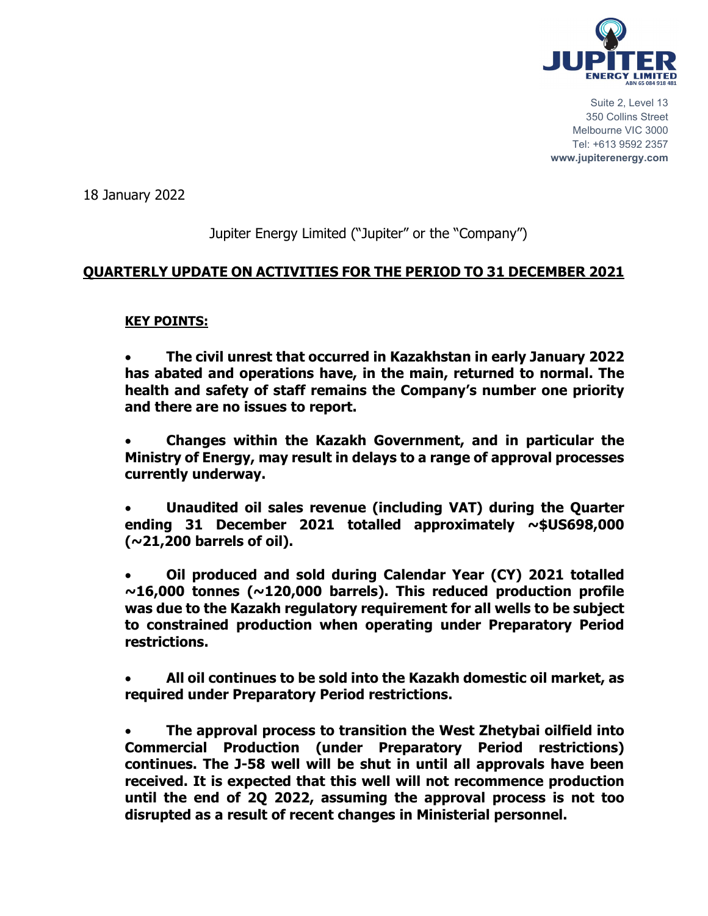JUPITER ENERGY LIMITED
ABN 65 084 918 481

Suite 2, Level 13
350 Collins Street
Melbourne VIC 3000
Tel: +613 9592 2357
**www.jupiterenergy.com**

18 January 2022

Jupiter Energy Limited ("Jupiter" or the "Company")

# QUARTERLY UPDATE ON ACTIVITIES FOR THE PERIOD TO 31 DECEMBER 2021

## KEY POINTS:

- **The civil unrest that occurred in Kazakhstan in early January 2022 has abated and operations have, in the main, returned to normal. The health and safety of staff remains the Company's number one priority and there are no issues to report.**

- **Changes within the Kazakh Government, and in particular the Ministry of Energy, may result in delays to a range of approval processes currently underway.**

- **Unaudited oil sales revenue (including VAT) during the Quarter ending 31 December 2021 totalled approximately ~$US698,000 (~21,200 barrels of oil).**

- **Oil produced and sold during Calendar Year (CY) 2021 totalled ~16,000 tonnes (~120,000 barrels). This reduced production profile was due to the Kazakh regulatory requirement for all wells to be subject to constrained production when operating under Preparatory Period restrictions.**

- **All oil continues to be sold into the Kazakh domestic oil market, as required under Preparatory Period restrictions.**

- **The approval process to transition the West Zhetybai oilfield into Commercial Production (under Preparatory Period restrictions) continues. The J-58 well will be shut in until all approvals have been received. It is expected that this well will not recommence production until the end of 2Q 2022, assuming the approval process is not too disrupted as a result of recent changes in Ministerial personnel.**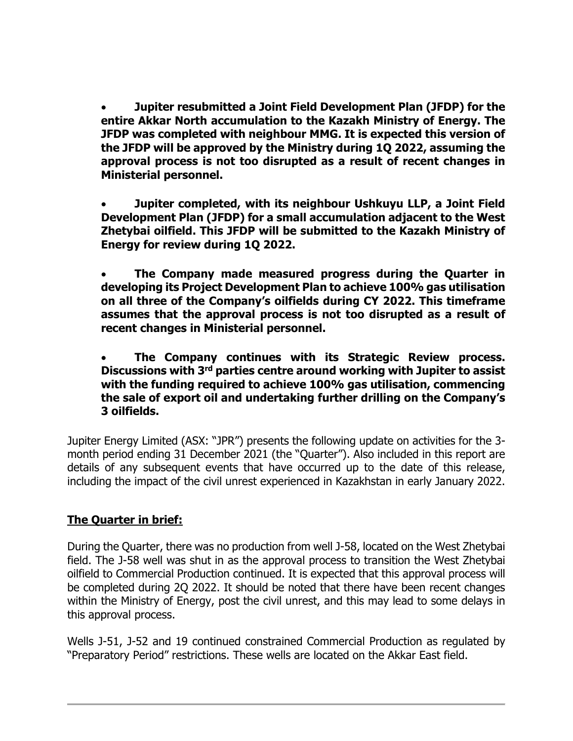- **Jupiter resubmitted a Joint Field Development Plan (JFDP) for the entire Akkar North accumulation to the Kazakh Ministry of Energy. The JFDP was completed with neighbour MMG. It is expected this version of the JFDP will be approved by the Ministry during 1Q 2022, assuming the approval process is not too disrupted as a result of recent changes in Ministerial personnel.**

- **Jupiter completed, with its neighbour Ushkuyu LLP, a Joint Field Development Plan (JFDP) for a small accumulation adjacent to the West Zhetybai oilfield. This JFDP will be submitted to the Kazakh Ministry of Energy for review during 1Q 2022.**

- **The Company made measured progress during the Quarter in developing its Project Development Plan to achieve 100% gas utilisation on all three of the Company's oilfields during CY 2022. This timeframe assumes that the approval process is not too disrupted as a result of recent changes in Ministerial personnel.**

- **The Company continues with its Strategic Review process. Discussions with 3rd parties centre around working with Jupiter to assist with the funding required to achieve 100% gas utilisation, commencing the sale of export oil and undertaking further drilling on the Company's 3 oilfields.**

Jupiter Energy Limited (ASX: "JPR") presents the following update on activities for the 3-month period ending 31 December 2021 (the "Quarter"). Also included in this report are details of any subsequent events that have occurred up to the date of this release, including the impact of the civil unrest experienced in Kazakhstan in early January 2022.

## The Quarter in brief:

During the Quarter, there was no production from well J-58, located on the West Zhetybai field. The J-58 well was shut in as the approval process to transition the West Zhetybai oilfield to Commercial Production continued. It is expected that this approval process will be completed during 2Q 2022. It should be noted that there have been recent changes within the Ministry of Energy, post the civil unrest, and this may lead to some delays in this approval process.

Wells J-51, J-52 and 19 continued constrained Commercial Production as regulated by "Preparatory Period" restrictions. These wells are located on the Akkar East field.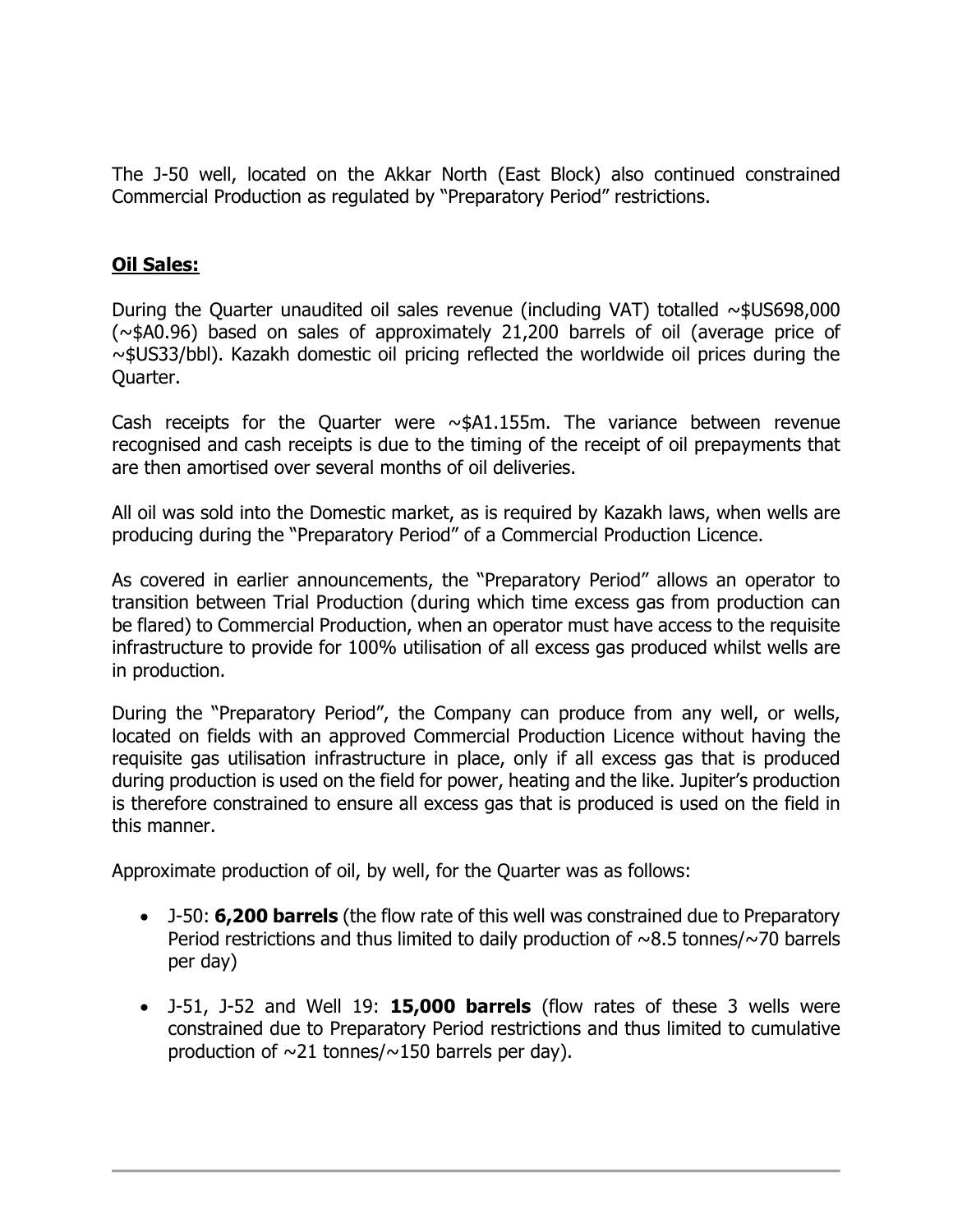The J-50 well, located on the Akkar North (East Block) also continued constrained Commercial Production as regulated by "Preparatory Period" restrictions.

## **Oil Sales:**

During the Quarter unaudited oil sales revenue (including VAT) totalled ~$US698,000 (~$A0.96) based on sales of approximately 21,200 barrels of oil (average price of ~$US33/bbl). Kazakh domestic oil pricing reflected the worldwide oil prices during the Quarter.

Cash receipts for the Quarter were ~$A1.155m. The variance between revenue recognised and cash receipts is due to the timing of the receipt of oil prepayments that are then amortised over several months of oil deliveries.

All oil was sold into the Domestic market, as is required by Kazakh laws, when wells are producing during the "Preparatory Period" of a Commercial Production Licence.

As covered in earlier announcements, the "Preparatory Period" allows an operator to transition between Trial Production (during which time excess gas from production can be flared) to Commercial Production, when an operator must have access to the requisite infrastructure to provide for 100% utilisation of all excess gas produced whilst wells are in production.

During the "Preparatory Period", the Company can produce from any well, or wells, located on fields with an approved Commercial Production Licence without having the requisite gas utilisation infrastructure in place, only if all excess gas that is produced during production is used on the field for power, heating and the like. Jupiter's production is therefore constrained to ensure all excess gas that is produced is used on the field in this manner.

Approximate production of oil, by well, for the Quarter was as follows:

- J-50: **6,200 barrels** (the flow rate of this well was constrained due to Preparatory Period restrictions and thus limited to daily production of ~8.5 tonnes/~70 barrels per day)
- J-51, J-52 and Well 19: **15,000 barrels** (flow rates of these 3 wells were constrained due to Preparatory Period restrictions and thus limited to cumulative production of ~21 tonnes/~150 barrels per day).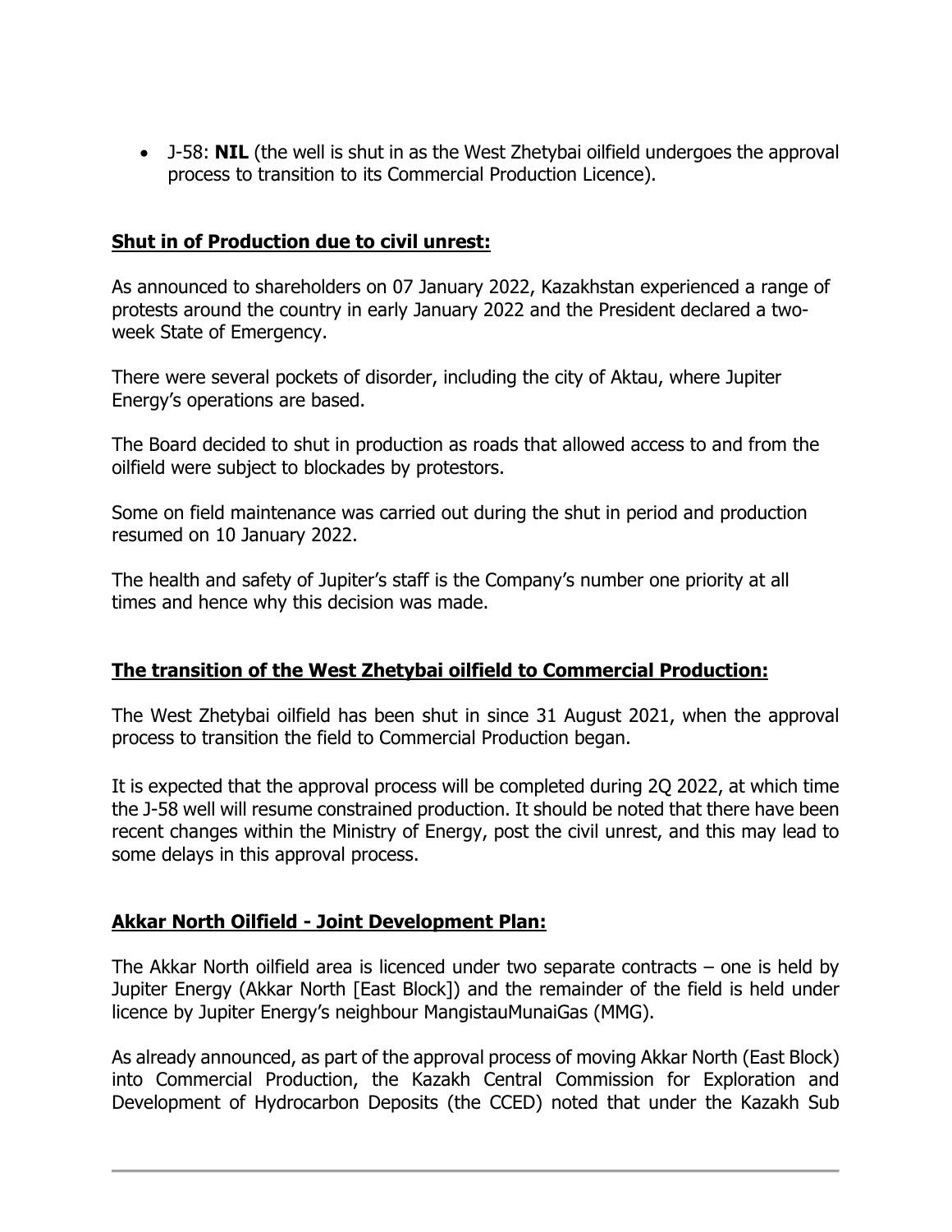- J-58: **NIL** (the well is shut in as the West Zhetybai oilfield undergoes the approval process to transition to its Commercial Production Licence).

## Shut in of Production due to civil unrest:

As announced to shareholders on 07 January 2022, Kazakhstan experienced a range of protests around the country in early January 2022 and the President declared a two-week State of Emergency.

There were several pockets of disorder, including the city of Aktau, where Jupiter Energy's operations are based.

The Board decided to shut in production as roads that allowed access to and from the oilfield were subject to blockades by protestors.

Some on field maintenance was carried out during the shut in period and production resumed on 10 January 2022.

The health and safety of Jupiter's staff is the Company's number one priority at all times and hence why this decision was made.

## The transition of the West Zhetybai oilfield to Commercial Production:

The West Zhetybai oilfield has been shut in since 31 August 2021, when the approval process to transition the field to Commercial Production began.

It is expected that the approval process will be completed during 2Q 2022, at which time the J-58 well will resume constrained production. It should be noted that there have been recent changes within the Ministry of Energy, post the civil unrest, and this may lead to some delays in this approval process.

## Akkar North Oilfield - Joint Development Plan:

The Akkar North oilfield area is licenced under two separate contracts – one is held by Jupiter Energy (Akkar North [East Block]) and the remainder of the field is held under licence by Jupiter Energy's neighbour MangistauMunaiGas (MMG).

As already announced, as part of the approval process of moving Akkar North (East Block) into Commercial Production, the Kazakh Central Commission for Exploration and Development of Hydrocarbon Deposits (the CCED) noted that under the Kazakh Sub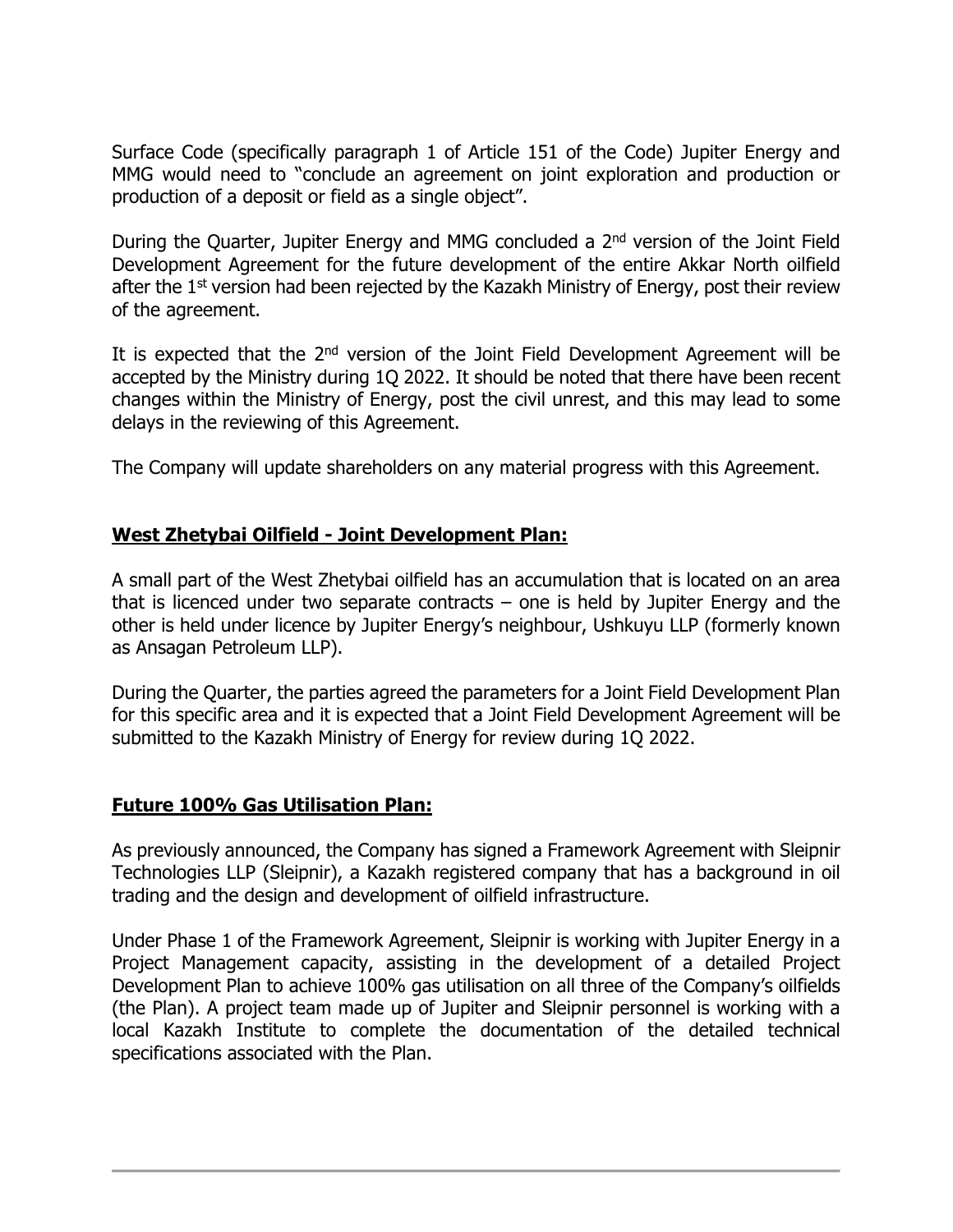Surface Code (specifically paragraph 1 of Article 151 of the Code) Jupiter Energy and MMG would need to "conclude an agreement on joint exploration and production or production of a deposit or field as a single object".

During the Quarter, Jupiter Energy and MMG concluded a 2nd version of the Joint Field Development Agreement for the future development of the entire Akkar North oilfield after the 1st version had been rejected by the Kazakh Ministry of Energy, post their review of the agreement.

It is expected that the 2nd version of the Joint Field Development Agreement will be accepted by the Ministry during 1Q 2022. It should be noted that there have been recent changes within the Ministry of Energy, post the civil unrest, and this may lead to some delays in the reviewing of this Agreement.

The Company will update shareholders on any material progress with this Agreement.

## West Zhetybai Oilfield - Joint Development Plan:

A small part of the West Zhetybai oilfield has an accumulation that is located on an area that is licenced under two separate contracts – one is held by Jupiter Energy and the other is held under licence by Jupiter Energy's neighbour, Ushkuyu LLP (formerly known as Ansagan Petroleum LLP).

During the Quarter, the parties agreed the parameters for a Joint Field Development Plan for this specific area and it is expected that a Joint Field Development Agreement will be submitted to the Kazakh Ministry of Energy for review during 1Q 2022.

## Future 100% Gas Utilisation Plan:

As previously announced, the Company has signed a Framework Agreement with Sleipnir Technologies LLP (Sleipnir), a Kazakh registered company that has a background in oil trading and the design and development of oilfield infrastructure.

Under Phase 1 of the Framework Agreement, Sleipnir is working with Jupiter Energy in a Project Management capacity, assisting in the development of a detailed Project Development Plan to achieve 100% gas utilisation on all three of the Company's oilfields (the Plan). A project team made up of Jupiter and Sleipnir personnel is working with a local Kazakh Institute to complete the documentation of the detailed technical specifications associated with the Plan.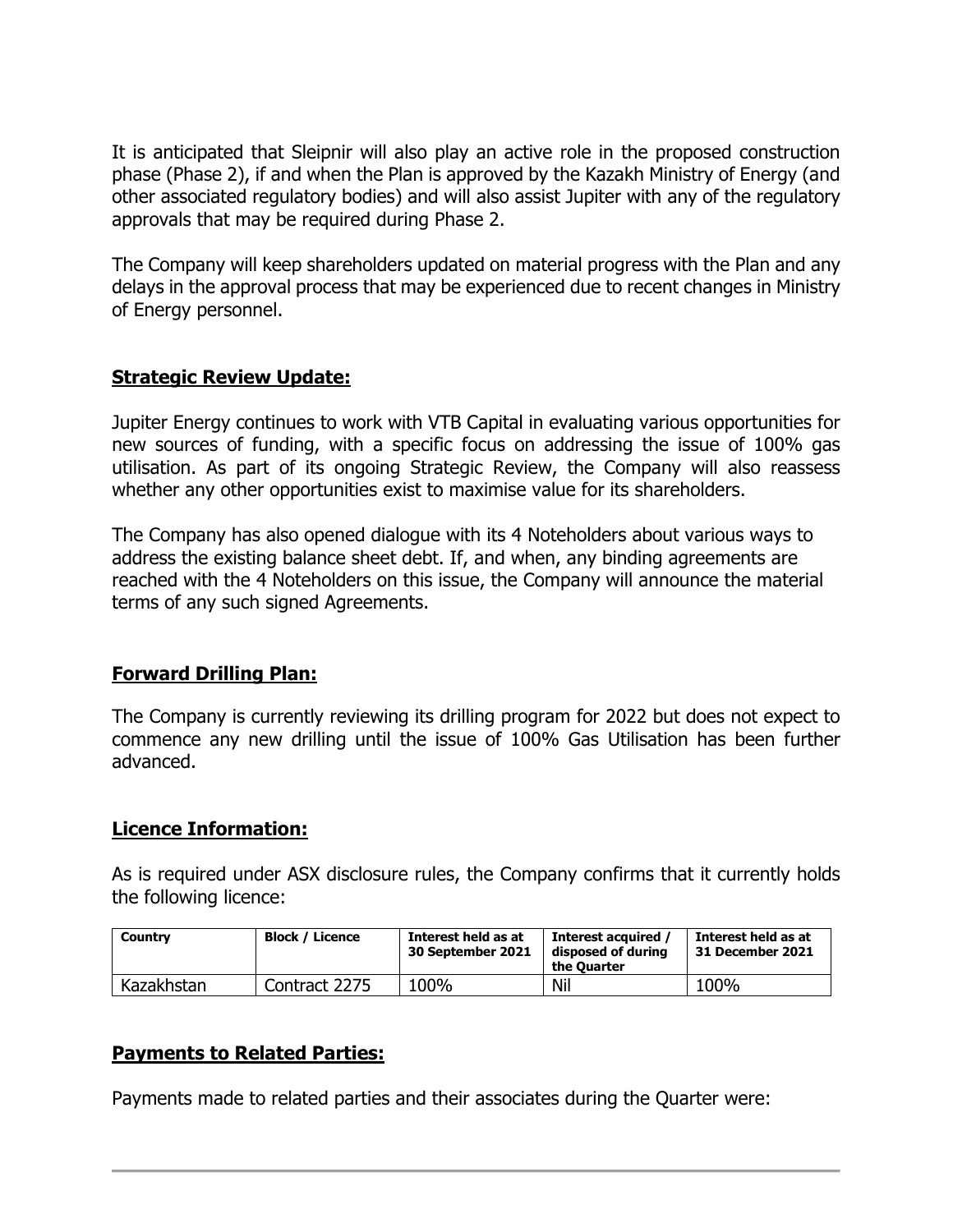It is anticipated that Sleipnir will also play an active role in the proposed construction phase (Phase 2), if and when the Plan is approved by the Kazakh Ministry of Energy (and other associated regulatory bodies) and will also assist Jupiter with any of the regulatory approvals that may be required during Phase 2.

The Company will keep shareholders updated on material progress with the Plan and any delays in the approval process that may be experienced due to recent changes in Ministry of Energy personnel.

## Strategic Review Update:

Jupiter Energy continues to work with VTB Capital in evaluating various opportunities for new sources of funding, with a specific focus on addressing the issue of 100% gas utilisation. As part of its ongoing Strategic Review, the Company will also reassess whether any other opportunities exist to maximise value for its shareholders.

The Company has also opened dialogue with its 4 Noteholders about various ways to address the existing balance sheet debt. If, and when, any binding agreements are reached with the 4 Noteholders on this issue, the Company will announce the material terms of any such signed Agreements.

## Forward Drilling Plan:

The Company is currently reviewing its drilling program for 2022 but does not expect to commence any new drilling until the issue of 100% Gas Utilisation has been further advanced.

## Licence Information:

As is required under ASX disclosure rules, the Company confirms that it currently holds the following licence:

| Country | Block / Licence | Interest held as at 30 September 2021 | Interest acquired / disposed of during the Quarter | Interest held as at 31 December 2021 |
|---|---|---|---|---|
| Kazakhstan | Contract 2275 | 100% | Nil | 100% |

## Payments to Related Parties:

Payments made to related parties and their associates during the Quarter were: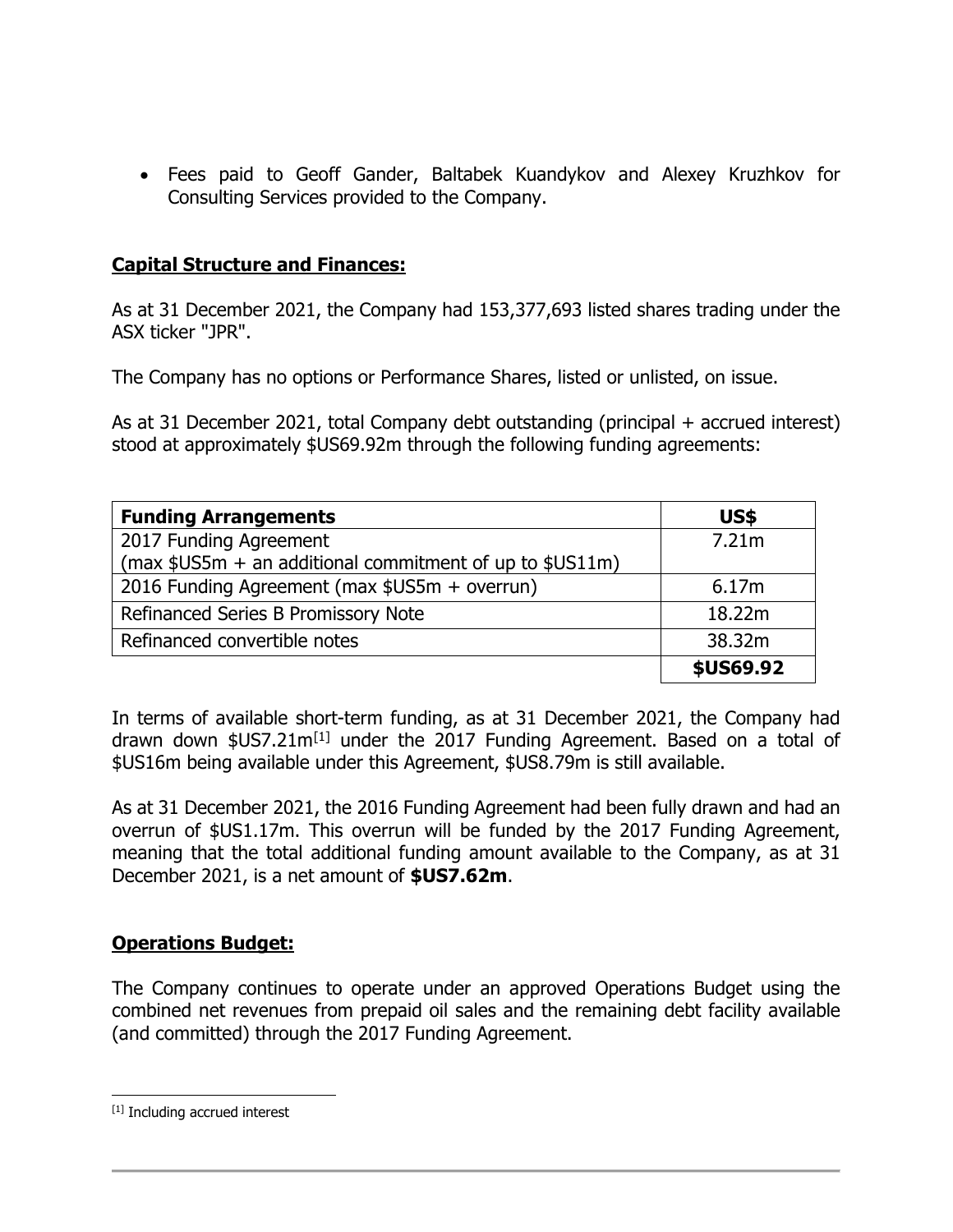- Fees paid to Geoff Gander, Baltabek Kuandykov and Alexey Kruzhkov for Consulting Services provided to the Company.

## **Capital Structure and Finances:**

As at 31 December 2021, the Company had 153,377,693 listed shares trading under the ASX ticker "JPR".

The Company has no options or Performance Shares, listed or unlisted, on issue.

As at 31 December 2021, total Company debt outstanding (principal + accrued interest) stood at approximately $US69.92m through the following funding agreements:

| **Funding Arrangements** | **US$** |
| --- | --- |
| 2017 Funding Agreement (max $US5m + an additional commitment of up to $US11m) | 7.21m |
| 2016 Funding Agreement (max $US5m + overrun) | 6.17m |
| Refinanced Series B Promissory Note | 18.22m |
| Refinanced convertible notes | 38.32m |
| | **$US69.92** |

In terms of available short-term funding, as at 31 December 2021, the Company had drawn down $US7.21m[1] under the 2017 Funding Agreement. Based on a total of $US16m being available under this Agreement, $US8.79m is still available.

As at 31 December 2021, the 2016 Funding Agreement had been fully drawn and had an overrun of $US1.17m. This overrun will be funded by the 2017 Funding Agreement, meaning that the total additional funding amount available to the Company, as at 31 December 2021, is a net amount of **$US7.62m**.

## **Operations Budget:**

The Company continues to operate under an approved Operations Budget using the combined net revenues from prepaid oil sales and the remaining debt facility available (and committed) through the 2017 Funding Agreement.

[1] Including accrued interest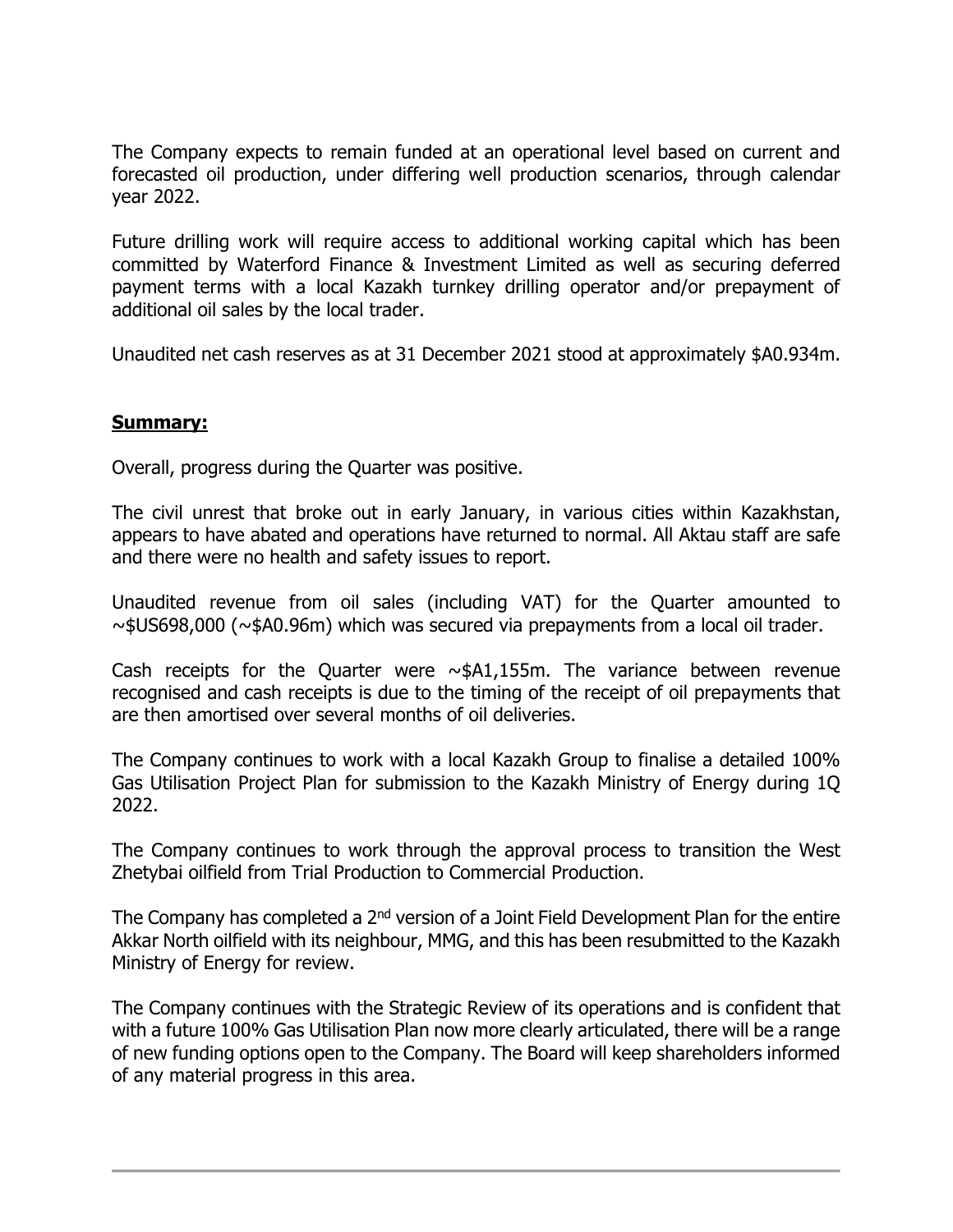The Company expects to remain funded at an operational level based on current and forecasted oil production, under differing well production scenarios, through calendar year 2022.

Future drilling work will require access to additional working capital which has been committed by Waterford Finance & Investment Limited as well as securing deferred payment terms with a local Kazakh turnkey drilling operator and/or prepayment of additional oil sales by the local trader.

Unaudited net cash reserves as at 31 December 2021 stood at approximately $A0.934m.

**Summary:**

Overall, progress during the Quarter was positive.

The civil unrest that broke out in early January, in various cities within Kazakhstan, appears to have abated and operations have returned to normal. All Aktau staff are safe and there were no health and safety issues to report.

Unaudited revenue from oil sales (including VAT) for the Quarter amounted to ~$US698,000 (~$A0.96m) which was secured via prepayments from a local oil trader.

Cash receipts for the Quarter were ~$A1,155m. The variance between revenue recognised and cash receipts is due to the timing of the receipt of oil prepayments that are then amortised over several months of oil deliveries.

The Company continues to work with a local Kazakh Group to finalise a detailed 100% Gas Utilisation Project Plan for submission to the Kazakh Ministry of Energy during 1Q 2022.

The Company continues to work through the approval process to transition the West Zhetybai oilfield from Trial Production to Commercial Production.

The Company has completed a 2nd version of a Joint Field Development Plan for the entire Akkar North oilfield with its neighbour, MMG, and this has been resubmitted to the Kazakh Ministry of Energy for review.

The Company continues with the Strategic Review of its operations and is confident that with a future 100% Gas Utilisation Plan now more clearly articulated, there will be a range of new funding options open to the Company. The Board will keep shareholders informed of any material progress in this area.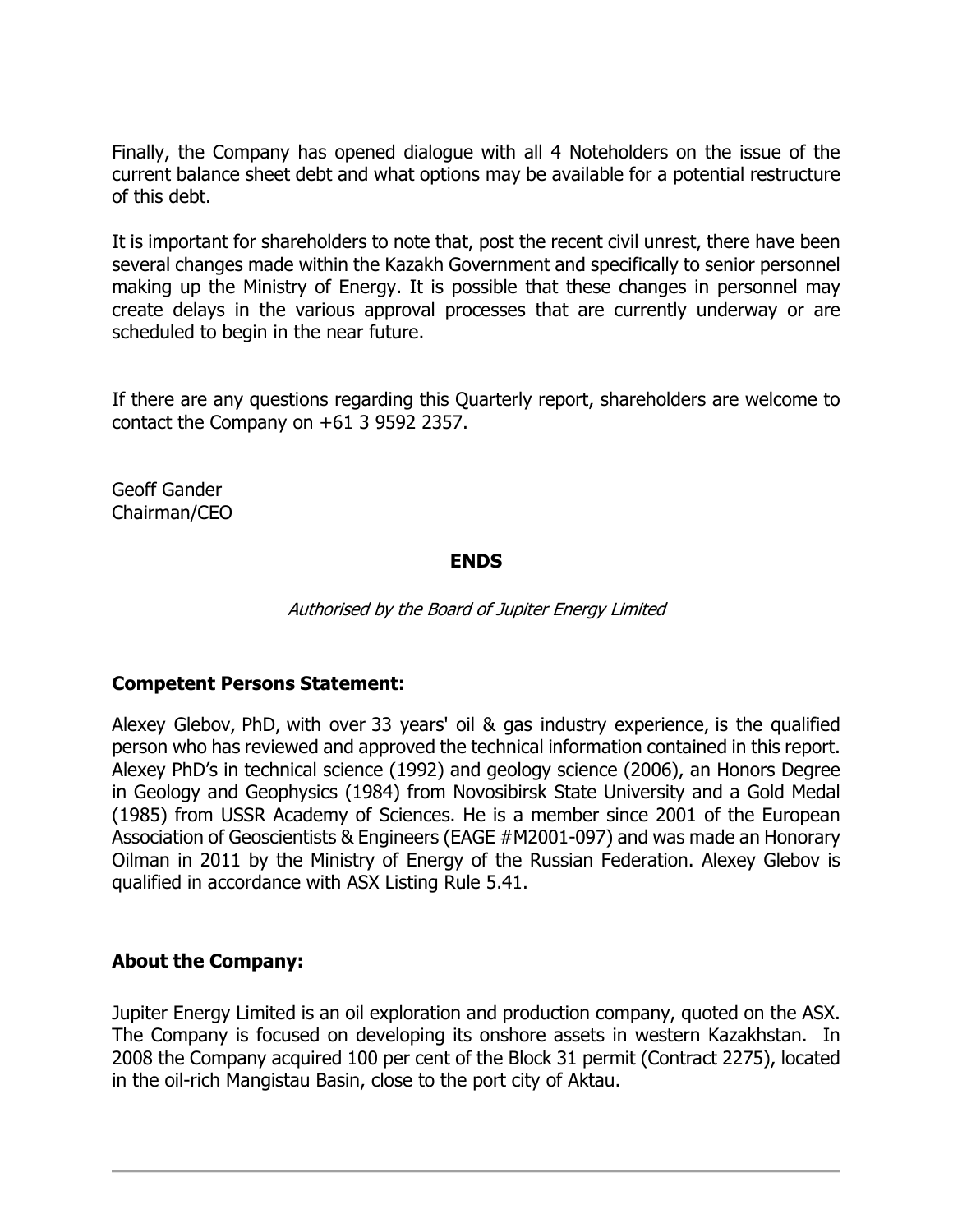Finally, the Company has opened dialogue with all 4 Noteholders on the issue of the current balance sheet debt and what options may be available for a potential restructure of this debt.

It is important for shareholders to note that, post the recent civil unrest, there have been several changes made within the Kazakh Government and specifically to senior personnel making up the Ministry of Energy. It is possible that these changes in personnel may create delays in the various approval processes that are currently underway or are scheduled to begin in the near future.

If there are any questions regarding this Quarterly report, shareholders are welcome to contact the Company on +61 3 9592 2357.

Geoff Gander
Chairman/CEO

**ENDS**

*Authorised by the Board of Jupiter Energy Limited*

### Competent Persons Statement:

Alexey Glebov, PhD, with over 33 years' oil & gas industry experience, is the qualified person who has reviewed and approved the technical information contained in this report. Alexey PhD's in technical science (1992) and geology science (2006), an Honors Degree in Geology and Geophysics (1984) from Novosibirsk State University and a Gold Medal (1985) from USSR Academy of Sciences. He is a member since 2001 of the European Association of Geoscientists & Engineers (EAGE #M2001-097) and was made an Honorary Oilman in 2011 by the Ministry of Energy of the Russian Federation. Alexey Glebov is qualified in accordance with ASX Listing Rule 5.41.

### About the Company:

Jupiter Energy Limited is an oil exploration and production company, quoted on the ASX. The Company is focused on developing its onshore assets in western Kazakhstan. In 2008 the Company acquired 100 per cent of the Block 31 permit (Contract 2275), located in the oil-rich Mangistau Basin, close to the port city of Aktau.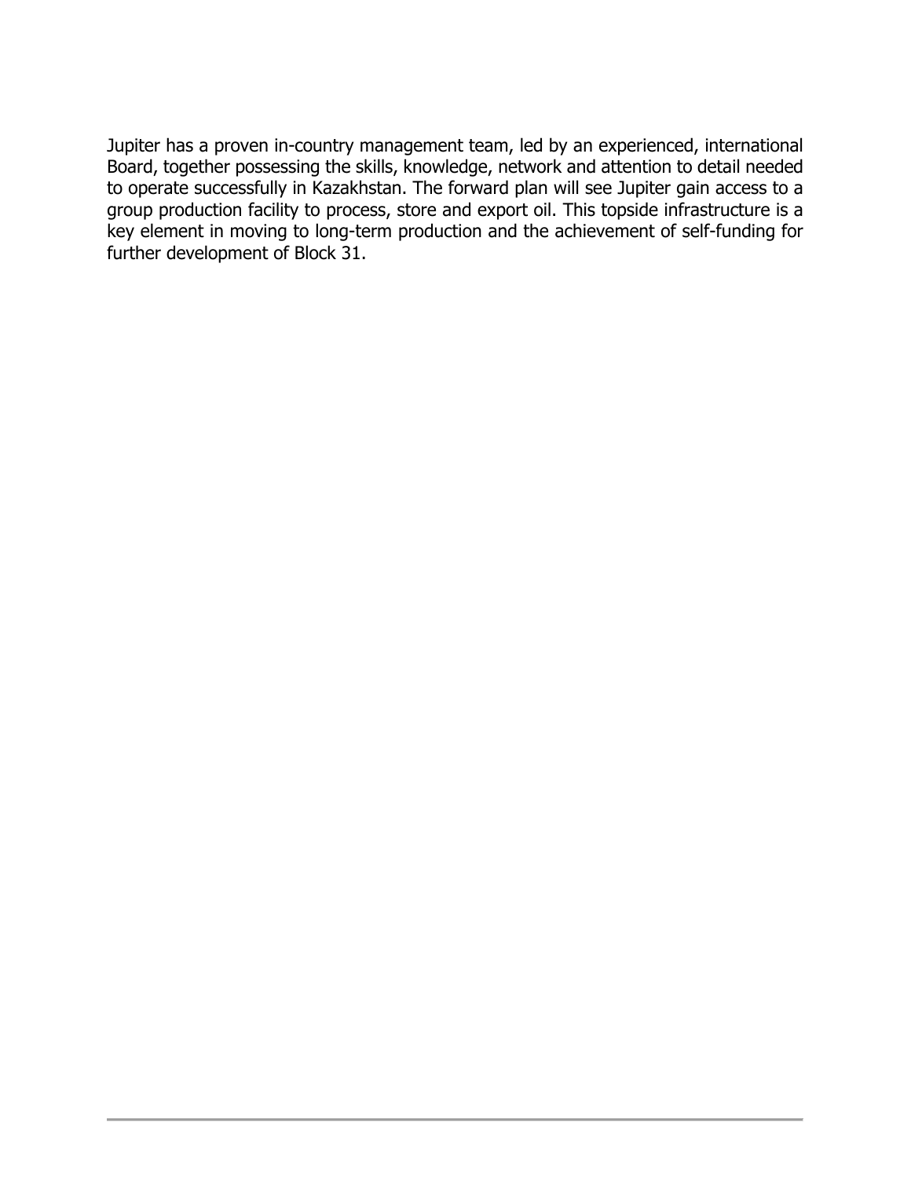Jupiter has a proven in-country management team, led by an experienced, international Board, together possessing the skills, knowledge, network and attention to detail needed to operate successfully in Kazakhstan. The forward plan will see Jupiter gain access to a group production facility to process, store and export oil. This topside infrastructure is a key element in moving to long-term production and the achievement of self-funding for further development of Block 31.